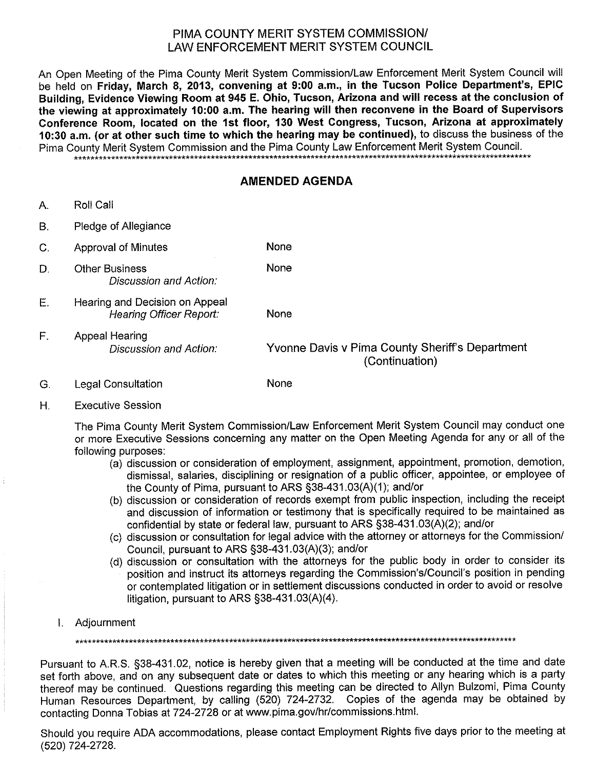# PIMA COUNTY MERIT SYSTEM COMMISSION/ LAW ENFORCEMENT MERIT SYSTEM COUNCIL

An Open Meeting of the Pima County Merit System Commission/Law Enforcement Merit System Council will be held on **Friday, March 8, 2013, convening at 9:00 a.m., in the Tucson Police Department's, EPIC Building, Evidence Viewing Room at 945 E. Ohio, Tucson, Arizona and will recess at the conclusion of the viewing at approximately 10:00 a.m. The hearing will then reconvene in the Board of Supervisors Conference Room, located on the 1st floor, 130 West Congress, Tucson, Arizona at approximately 10:30 a.m. (or at other such time to which the hearing may be continued)**, to discuss the business of the Pima County Merit System Commission and the Pima County Law Enforcement Merit System Council.

\*\*\*\*\*\*\*\*\*\*\*\*\*\*\*\*\*\*\*\*\*\*\*\*\*\*\*\*\*\*\*\*\*\*\*\*\*\*\*\*\*\*\*\*\*\*\*\*\*\*\*\*\*\*\*\*\*\*\*\*\*\*\*\*\*\*\*\*\*\*\*\*\*\*\*\*\*\*\*\*\*\*\*\*\*\*\*\*\*\*\*\*\*\*\*\*\*\*\*\*\*\*\*\*\*\*\*\*\*\*

## AMENDED AGENDA

A. Roll Call

B. Pledge of Allegiance

C. Approval of Minutes — None

D. Other Business
   *Discussion and Action:* — None

E. Hearing and Decision on Appeal
   *Hearing Officer Report:* — None

F. Appeal Hearing
   *Discussion and Action:* — Yvonne Davis v Pima County Sheriff's Department (Continuation)

G. Legal Consultation — None

H. Executive Session

The Pima County Merit System Commission/Law Enforcement Merit System Council may conduct one or more Executive Sessions concerning any matter on the Open Meeting Agenda for any or all of the following purposes:

(a) discussion or consideration of employment, assignment, appointment, promotion, demotion, dismissal, salaries, disciplining or resignation of a public officer, appointee, or employee of the County of Pima, pursuant to ARS §38-431.03(A)(1); and/or

(b) discussion or consideration of records exempt from public inspection, including the receipt and discussion of information or testimony that is specifically required to be maintained as confidential by state or federal law, pursuant to ARS §38-431.03(A)(2); and/or

(c) discussion or consultation for legal advice with the attorney or attorneys for the Commission/Council, pursuant to ARS §38-431.03(A)(3); and/or

(d) discussion or consultation with the attorneys for the public body in order to consider its position and instruct its attorneys regarding the Commission's/Council's position in pending or contemplated litigation or in settlement discussions conducted in order to avoid or resolve litigation, pursuant to ARS §38-431.03(A)(4).

I. Adjournment

\*\*\*\*\*\*\*\*\*\*\*\*\*\*\*\*\*\*\*\*\*\*\*\*\*\*\*\*\*\*\*\*\*\*\*\*\*\*\*\*\*\*\*\*\*\*\*\*\*\*\*\*\*\*\*\*\*\*\*\*\*\*\*\*\*\*\*\*\*\*\*\*\*\*\*\*\*\*\*\*\*\*\*\*\*\*\*\*\*\*\*\*\*\*\*\*\*\*\*\*\*\*\*

Pursuant to A.R.S. §38-431.02, notice is hereby given that a meeting will be conducted at the time and date set forth above, and on any subsequent date or dates to which this meeting or any hearing which is a party thereof may be continued. Questions regarding this meeting can be directed to Allyn Bulzomi, Pima County Human Resources Department, by calling (520) 724-2732. Copies of the agenda may be obtained by contacting Donna Tobias at 724-2728 or at www.pima.gov/hr/commissions.html.

Should you require ADA accommodations, please contact Employment Rights five days prior to the meeting at (520) 724-2728.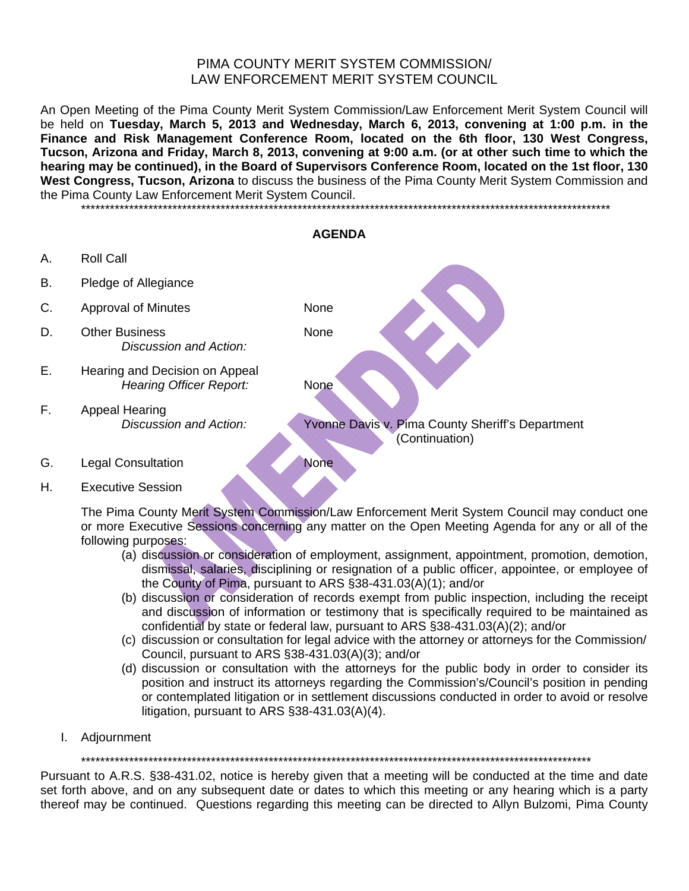PIMA COUNTY MERIT SYSTEM COMMISSION/
LAW ENFORCEMENT MERIT SYSTEM COUNCIL

An Open Meeting of the Pima County Merit System Commission/Law Enforcement Merit System Council will be held on **Tuesday, March 5, 2013 and Wednesday, March 6, 2013, convening at 1:00 p.m. in the Finance and Risk Management Conference Room, located on the 6th floor, 130 West Congress, Tucson, Arizona and Friday, March 8, 2013, convening at 9:00 a.m. (or at other such time to which the hearing may be continued), in the Board of Supervisors Conference Room, located on the 1st floor, 130 West Congress, Tucson, Arizona** to discuss the business of the Pima County Merit System Commission and the Pima County Law Enforcement Merit System Council.

\*\*\*\*\*\*\*\*\*\*\*\*\*\*\*\*\*\*\*\*\*\*\*\*\*\*\*\*\*\*\*\*\*\*\*\*\*\*\*\*\*\*\*\*\*\*\*\*\*\*\*\*\*\*\*\*\*\*\*\*\*\*\*\*\*\*\*\*\*\*\*\*\*\*\*\*\*\*

**AGENDA**

AMENDED

A. Roll Call

B. Pledge of Allegiance

C. Approval of Minutes — None

D. Other Business — None
*Discussion and Action:*

E. Hearing and Decision on Appeal
*Hearing Officer Report:* — None

F. Appeal Hearing
*Discussion and Action:* — Yvonne Davis v. Pima County Sheriff's Department (Continuation)

G. Legal Consultation — None

H. Executive Session

The Pima County Merit System Commission/Law Enforcement Merit System Council may conduct one or more Executive Sessions concerning any matter on the Open Meeting Agenda for any or all of the following purposes:

(a) discussion or consideration of employment, assignment, appointment, promotion, demotion, dismissal, salaries, disciplining or resignation of a public officer, appointee, or employee of the County of Pima, pursuant to ARS §38-431.03(A)(1); and/or
(b) discussion or consideration of records exempt from public inspection, including the receipt and discussion of information or testimony that is specifically required to be maintained as confidential by state or federal law, pursuant to ARS §38-431.03(A)(2); and/or
(c) discussion or consultation for legal advice with the attorney or attorneys for the Commission/Council, pursuant to ARS §38-431.03(A)(3); and/or
(d) discussion or consultation with the attorneys for the public body in order to consider its position and instruct its attorneys regarding the Commission's/Council's position in pending or contemplated litigation or in settlement discussions conducted in order to avoid or resolve litigation, pursuant to ARS §38-431.03(A)(4).

I. Adjournment

\*\*\*\*\*\*\*\*\*\*\*\*\*\*\*\*\*\*\*\*\*\*\*\*\*\*\*\*\*\*\*\*\*\*\*\*\*\*\*\*\*\*\*\*\*\*\*\*\*\*\*\*\*\*\*\*\*\*\*\*\*\*\*\*\*\*\*\*\*\*\*\*\*\*\*\*\*\*

Pursuant to A.R.S. §38-431.02, notice is hereby given that a meeting will be conducted at the time and date set forth above, and on any subsequent date or dates to which this meeting or any hearing which is a party thereof may be continued. Questions regarding this meeting can be directed to Allyn Bulzomi, Pima County